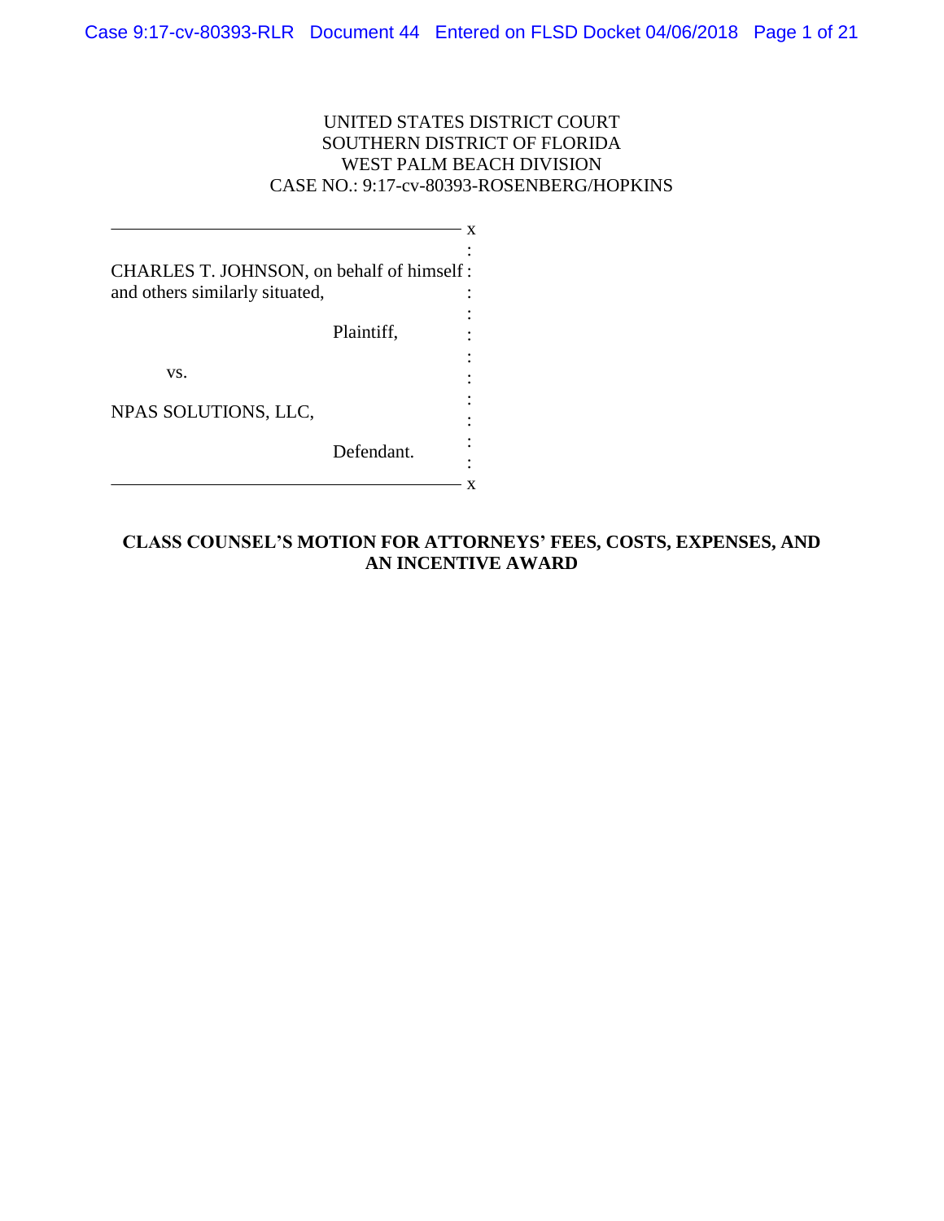UNITED STATES DISTRICT COURT
SOUTHERN DISTRICT OF FLORIDA
WEST PALM BEACH DIVISION
CASE NO.: 9:17-cv-80393-ROSENBERG/HOPKINS

CHARLES T. JOHNSON, on behalf of himself and others similarly situated,

Plaintiff,

vs.

NPAS SOLUTIONS, LLC,

Defendant.

**CLASS COUNSEL'S MOTION FOR ATTORNEYS' FEES, COSTS, EXPENSES, AND AN INCENTIVE AWARD**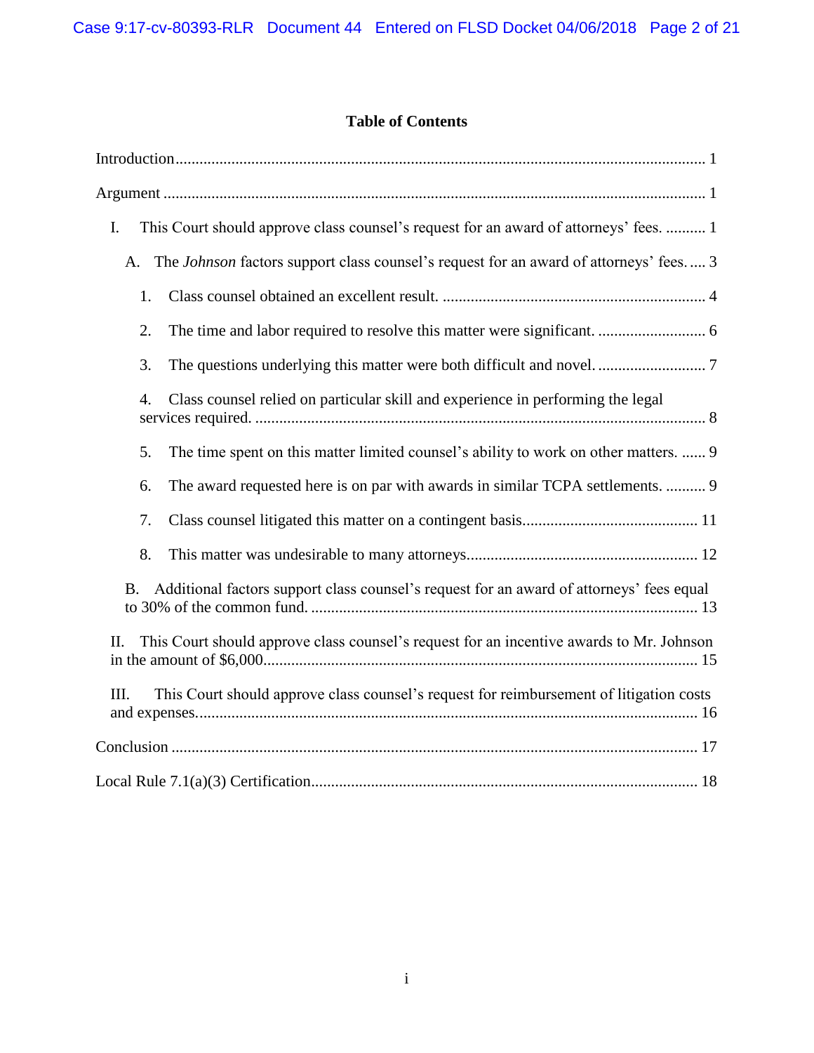# Table of Contents

Introduction .................................................................................................................. 1

Argument ...................................................................................................................... 1

I. This Court should approve class counsel's request for an award of attorneys' fees. .......... 1

A. The *Johnson* factors support class counsel's request for an award of attorneys' fees. .... 3

1. Class counsel obtained an excellent result. ................................................................. 4

2. The time and labor required to resolve this matter were significant. ........................... 6

3. The questions underlying this matter were both difficult and novel. ........................... 7

4. Class counsel relied on particular skill and experience in performing the legal services required. ................................................................................................................ 8

5. The time spent on this matter limited counsel's ability to work on other matters. ...... 9

6. The award requested here is on par with awards in similar TCPA settlements. .......... 9

7. Class counsel litigated this matter on a contingent basis............................................ 11

8. This matter was undesirable to many attorneys......................................................... 12

B. Additional factors support class counsel's request for an award of attorneys' fees equal to 30% of the common fund. ................................................................................................ 13

II. This Court should approve class counsel's request for an incentive awards to Mr. Johnson in the amount of $6,000........................................................................................................... 15

III. This Court should approve class counsel's request for reimbursement of litigation costs and expenses............................................................................................................................ 16

Conclusion .................................................................................................................. 17

Local Rule 7.1(a)(3) Certification................................................................................ 18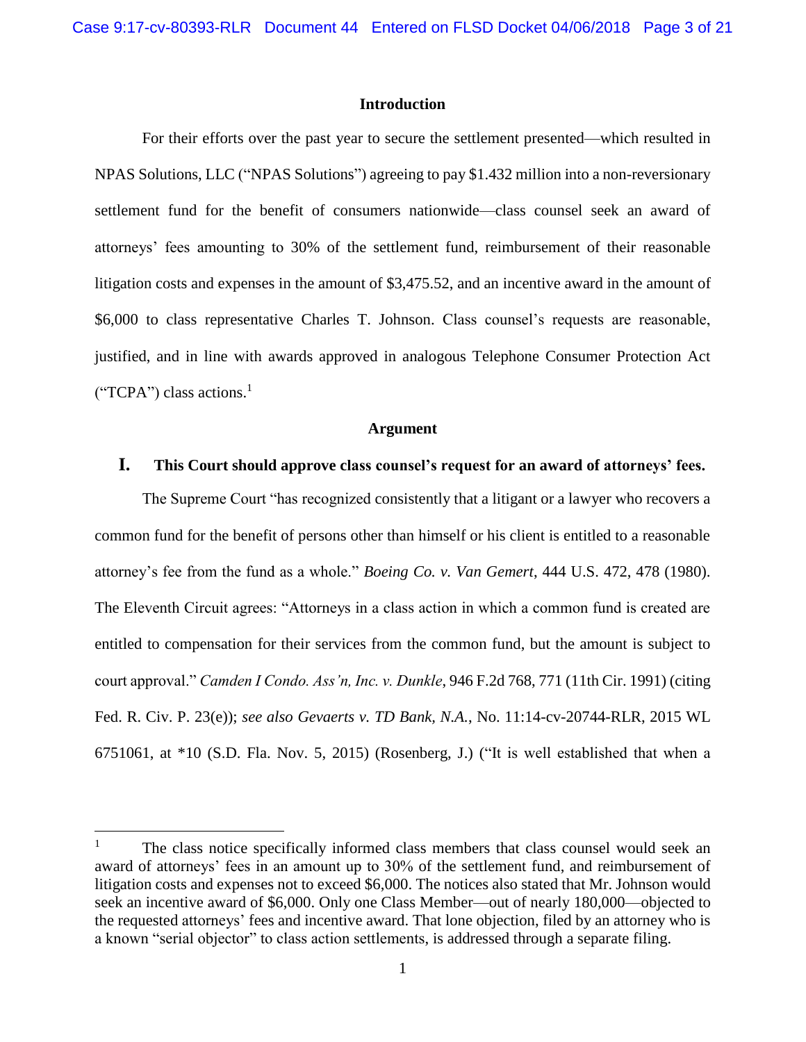## Introduction

For their efforts over the past year to secure the settlement presented—which resulted in NPAS Solutions, LLC ("NPAS Solutions") agreeing to pay $1.432 million into a non-reversionary settlement fund for the benefit of consumers nationwide—class counsel seek an award of attorneys' fees amounting to 30% of the settlement fund, reimbursement of their reasonable litigation costs and expenses in the amount of $3,475.52, and an incentive award in the amount of $6,000 to class representative Charles T. Johnson. Class counsel's requests are reasonable, justified, and in line with awards approved in analogous Telephone Consumer Protection Act ("TCPA") class actions.[1]

## Argument

### I. This Court should approve class counsel's request for an award of attorneys' fees.

The Supreme Court "has recognized consistently that a litigant or a lawyer who recovers a common fund for the benefit of persons other than himself or his client is entitled to a reasonable attorney's fee from the fund as a whole." *Boeing Co. v. Van Gemert*, 444 U.S. 472, 478 (1980). The Eleventh Circuit agrees: "Attorneys in a class action in which a common fund is created are entitled to compensation for their services from the common fund, but the amount is subject to court approval." *Camden I Condo. Ass'n, Inc. v. Dunkle*, 946 F.2d 768, 771 (11th Cir. 1991) (citing Fed. R. Civ. P. 23(e)); *see also Gevaerts v. TD Bank, N.A.*, No. 11:14-cv-20744-RLR, 2015 WL 6751061, at *10 (S.D. Fla. Nov. 5, 2015) (Rosenberg, J.) ("It is well established that when a

---

[1] The class notice specifically informed class members that class counsel would seek an award of attorneys' fees in an amount up to 30% of the settlement fund, and reimbursement of litigation costs and expenses not to exceed $6,000. The notices also stated that Mr. Johnson would seek an incentive award of $6,000. Only one Class Member—out of nearly 180,000—objected to the requested attorneys' fees and incentive award. That lone objection, filed by an attorney who is a known "serial objector" to class action settlements, is addressed through a separate filing.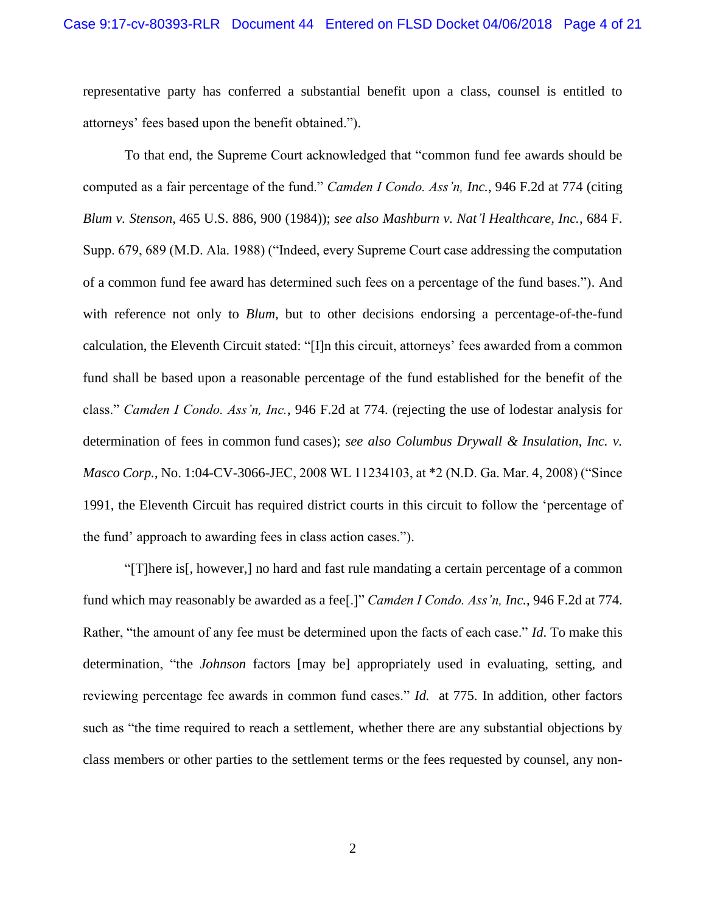representative party has conferred a substantial benefit upon a class, counsel is entitled to attorneys' fees based upon the benefit obtained.").

To that end, the Supreme Court acknowledged that "common fund fee awards should be computed as a fair percentage of the fund." *Camden I Condo. Ass'n, Inc.*, 946 F.2d at 774 (citing *Blum v. Stenson*, 465 U.S. 886, 900 (1984)); *see also Mashburn v. Nat'l Healthcare, Inc.*, 684 F. Supp. 679, 689 (M.D. Ala. 1988) ("Indeed, every Supreme Court case addressing the computation of a common fund fee award has determined such fees on a percentage of the fund bases."). And with reference not only to *Blum*, but to other decisions endorsing a percentage-of-the-fund calculation, the Eleventh Circuit stated: "[I]n this circuit, attorneys' fees awarded from a common fund shall be based upon a reasonable percentage of the fund established for the benefit of the class." *Camden I Condo. Ass'n, Inc.*, 946 F.2d at 774. (rejecting the use of lodestar analysis for determination of fees in common fund cases); *see also Columbus Drywall & Insulation, Inc. v. Masco Corp.*, No. 1:04-CV-3066-JEC, 2008 WL 11234103, at *2 (N.D. Ga. Mar. 4, 2008) ("Since 1991, the Eleventh Circuit has required district courts in this circuit to follow the 'percentage of the fund' approach to awarding fees in class action cases.").

"[T]here is[, however,] no hard and fast rule mandating a certain percentage of a common fund which may reasonably be awarded as a fee[.]" *Camden I Condo. Ass'n, Inc.*, 946 F.2d at 774. Rather, "the amount of any fee must be determined upon the facts of each case." *Id*. To make this determination, "the *Johnson* factors [may be] appropriately used in evaluating, setting, and reviewing percentage fee awards in common fund cases." *Id.* at 775. In addition, other factors such as "the time required to reach a settlement, whether there are any substantial objections by class members or other parties to the settlement terms or the fees requested by counsel, any non-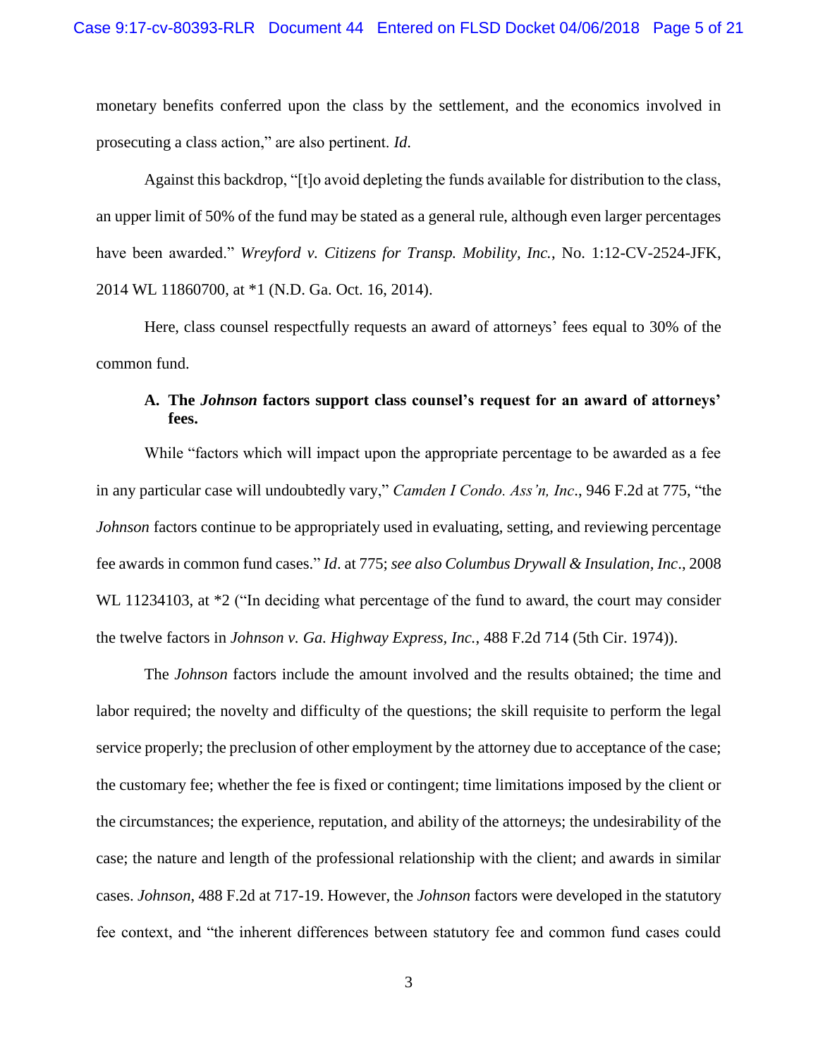monetary benefits conferred upon the class by the settlement, and the economics involved in prosecuting a class action," are also pertinent. *Id*.

Against this backdrop, "[t]o avoid depleting the funds available for distribution to the class, an upper limit of 50% of the fund may be stated as a general rule, although even larger percentages have been awarded." *Wreyford v. Citizens for Transp. Mobility, Inc.*, No. 1:12-CV-2524-JFK, 2014 WL 11860700, at *1 (N.D. Ga. Oct. 16, 2014).

Here, class counsel respectfully requests an award of attorneys' fees equal to 30% of the common fund.

### A. The *Johnson* factors support class counsel's request for an award of attorneys' fees.

While "factors which will impact upon the appropriate percentage to be awarded as a fee in any particular case will undoubtedly vary," *Camden I Condo. Ass'n, Inc*., 946 F.2d at 775, "the *Johnson* factors continue to be appropriately used in evaluating, setting, and reviewing percentage fee awards in common fund cases." *Id*. at 775; *see also Columbus Drywall & Insulation, Inc*., 2008 WL 11234103, at *2 ("In deciding what percentage of the fund to award, the court may consider the twelve factors in *Johnson v. Ga. Highway Express, Inc.*, 488 F.2d 714 (5th Cir. 1974)).

The *Johnson* factors include the amount involved and the results obtained; the time and labor required; the novelty and difficulty of the questions; the skill requisite to perform the legal service properly; the preclusion of other employment by the attorney due to acceptance of the case; the customary fee; whether the fee is fixed or contingent; time limitations imposed by the client or the circumstances; the experience, reputation, and ability of the attorneys; the undesirability of the case; the nature and length of the professional relationship with the client; and awards in similar cases. *Johnson*, 488 F.2d at 717-19. However, the *Johnson* factors were developed in the statutory fee context, and "the inherent differences between statutory fee and common fund cases could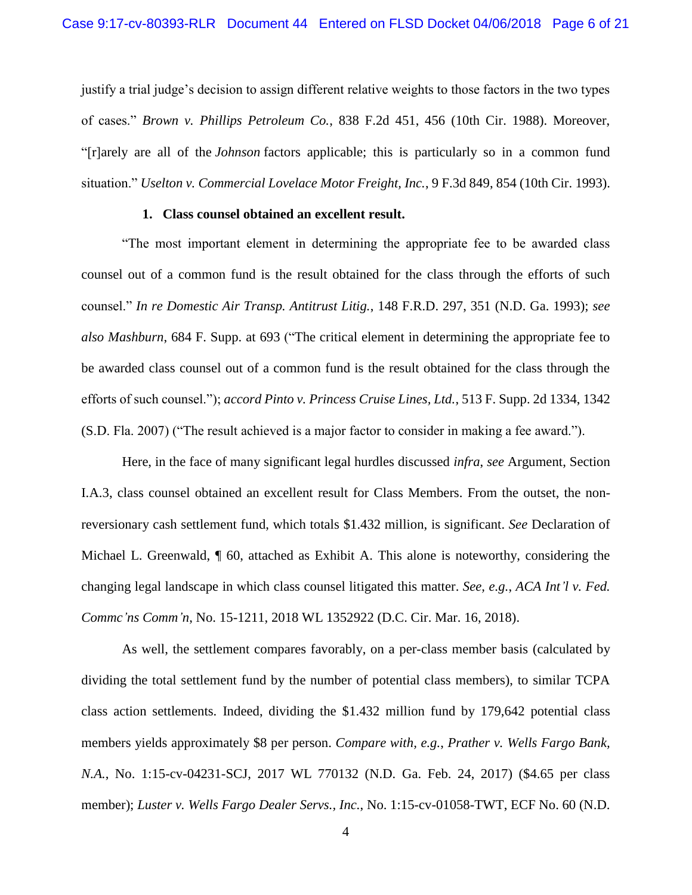justify a trial judge's decision to assign different relative weights to those factors in the two types of cases." *Brown v. Phillips Petroleum Co.*, 838 F.2d 451, 456 (10th Cir. 1988). Moreover, "[r]arely are all of the *Johnson* factors applicable; this is particularly so in a common fund situation." *Uselton v. Commercial Lovelace Motor Freight, Inc.*, 9 F.3d 849, 854 (10th Cir. 1993).

**1. Class counsel obtained an excellent result.**

"The most important element in determining the appropriate fee to be awarded class counsel out of a common fund is the result obtained for the class through the efforts of such counsel." *In re Domestic Air Transp. Antitrust Litig.*, 148 F.R.D. 297, 351 (N.D. Ga. 1993); *see also Mashburn*, 684 F. Supp. at 693 ("The critical element in determining the appropriate fee to be awarded class counsel out of a common fund is the result obtained for the class through the efforts of such counsel."); *accord Pinto v. Princess Cruise Lines, Ltd.*, 513 F. Supp. 2d 1334, 1342 (S.D. Fla. 2007) ("The result achieved is a major factor to consider in making a fee award.").

Here, in the face of many significant legal hurdles discussed *infra*, *see* Argument, Section I.A.3, class counsel obtained an excellent result for Class Members. From the outset, the non-reversionary cash settlement fund, which totals $1.432 million, is significant. *See* Declaration of Michael L. Greenwald, ¶ 60, attached as Exhibit A. This alone is noteworthy, considering the changing legal landscape in which class counsel litigated this matter. *See, e.g.*, *ACA Int'l v. Fed. Commc'ns Comm'n*, No. 15-1211, 2018 WL 1352922 (D.C. Cir. Mar. 16, 2018).

As well, the settlement compares favorably, on a per-class member basis (calculated by dividing the total settlement fund by the number of potential class members), to similar TCPA class action settlements. Indeed, dividing the $1.432 million fund by 179,642 potential class members yields approximately $8 per person. *Compare with*, *e.g.*, *Prather v. Wells Fargo Bank, N.A.*, No. 1:15-cv-04231-SCJ, 2017 WL 770132 (N.D. Ga. Feb. 24, 2017) ($4.65 per class member); *Luster v. Wells Fargo Dealer Servs., Inc.*, No. 1:15-cv-01058-TWT, ECF No. 60 (N.D.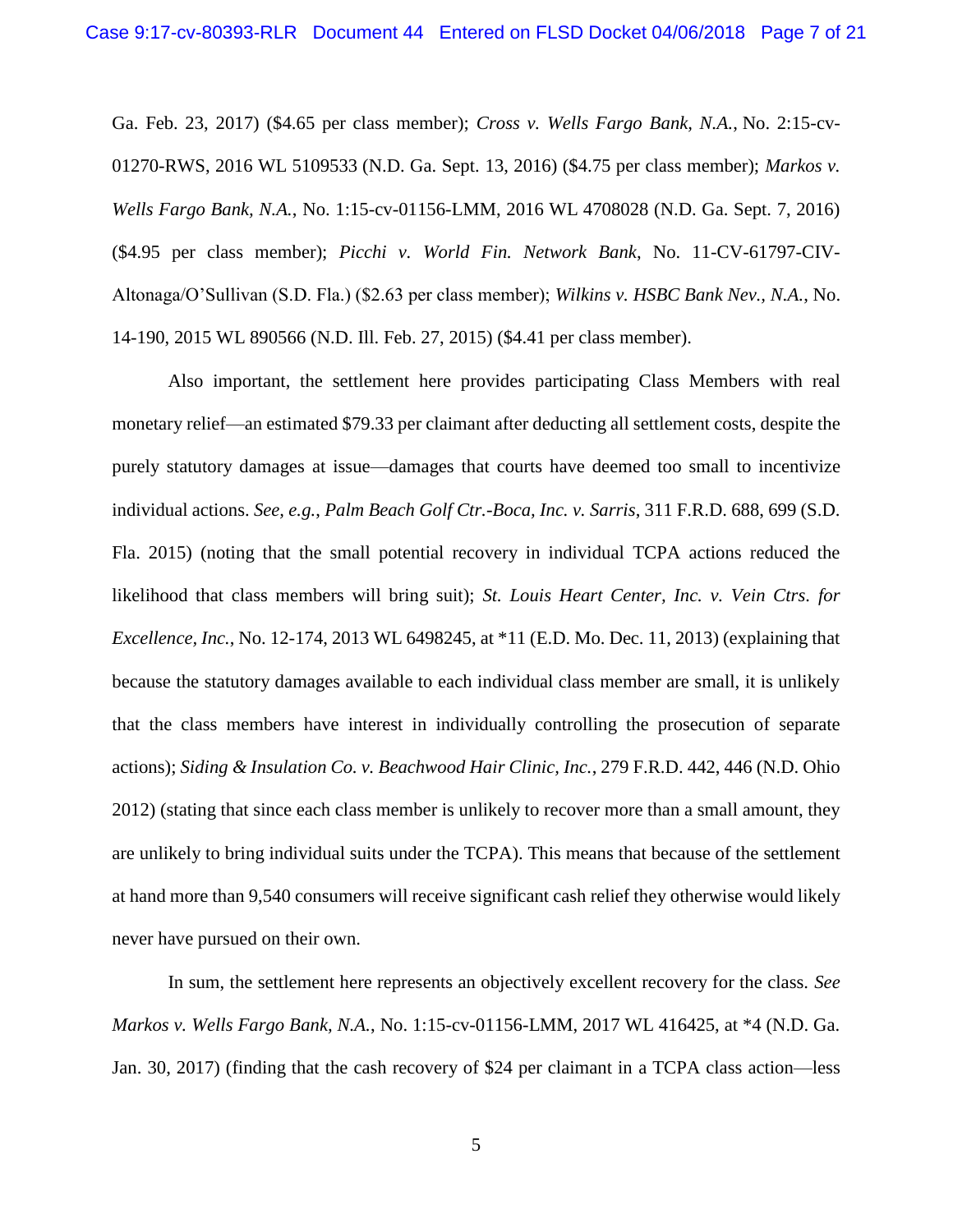Ga. Feb. 23, 2017) ($4.65 per class member); *Cross v. Wells Fargo Bank, N.A.*, No. 2:15-cv-01270-RWS, 2016 WL 5109533 (N.D. Ga. Sept. 13, 2016) ($4.75 per class member); *Markos v. Wells Fargo Bank, N.A.*, No. 1:15-cv-01156-LMM, 2016 WL 4708028 (N.D. Ga. Sept. 7, 2016) ($4.95 per class member); *Picchi v. World Fin. Network Bank*, No. 11-CV-61797-CIV-Altonaga/O'Sullivan (S.D. Fla.) ($2.63 per class member); *Wilkins v. HSBC Bank Nev., N.A.*, No. 14-190, 2015 WL 890566 (N.D. Ill. Feb. 27, 2015) ($4.41 per class member).

Also important, the settlement here provides participating Class Members with real monetary relief—an estimated $79.33 per claimant after deducting all settlement costs, despite the purely statutory damages at issue—damages that courts have deemed too small to incentivize individual actions. *See*, *e.g.*, *Palm Beach Golf Ctr.-Boca, Inc. v. Sarris*, 311 F.R.D. 688, 699 (S.D. Fla. 2015) (noting that the small potential recovery in individual TCPA actions reduced the likelihood that class members will bring suit); *St. Louis Heart Center, Inc. v. Vein Ctrs. for Excellence, Inc.*, No. 12-174, 2013 WL 6498245, at *11 (E.D. Mo. Dec. 11, 2013) (explaining that because the statutory damages available to each individual class member are small, it is unlikely that the class members have interest in individually controlling the prosecution of separate actions); *Siding & Insulation Co. v. Beachwood Hair Clinic, Inc.*, 279 F.R.D. 442, 446 (N.D. Ohio 2012) (stating that since each class member is unlikely to recover more than a small amount, they are unlikely to bring individual suits under the TCPA). This means that because of the settlement at hand more than 9,540 consumers will receive significant cash relief they otherwise would likely never have pursued on their own.

In sum, the settlement here represents an objectively excellent recovery for the class. *See Markos v. Wells Fargo Bank, N.A.*, No. 1:15-cv-01156-LMM, 2017 WL 416425, at *4 (N.D. Ga. Jan. 30, 2017) (finding that the cash recovery of $24 per claimant in a TCPA class action—less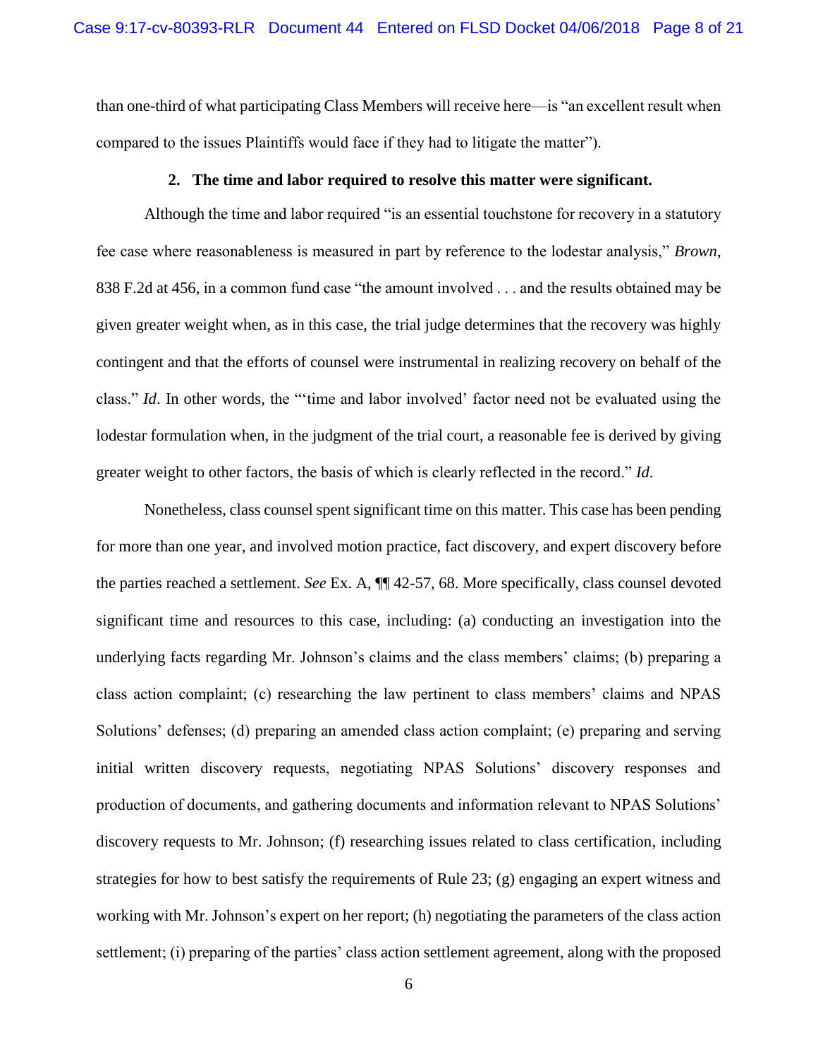than one-third of what participating Class Members will receive here—is "an excellent result when compared to the issues Plaintiffs would face if they had to litigate the matter").

**2. The time and labor required to resolve this matter were significant.**

Although the time and labor required "is an essential touchstone for recovery in a statutory fee case where reasonableness is measured in part by reference to the lodestar analysis," *Brown*, 838 F.2d at 456, in a common fund case "the amount involved . . . and the results obtained may be given greater weight when, as in this case, the trial judge determines that the recovery was highly contingent and that the efforts of counsel were instrumental in realizing recovery on behalf of the class." *Id*. In other words, the "'time and labor involved' factor need not be evaluated using the lodestar formulation when, in the judgment of the trial court, a reasonable fee is derived by giving greater weight to other factors, the basis of which is clearly reflected in the record." *Id*.

Nonetheless, class counsel spent significant time on this matter. This case has been pending for more than one year, and involved motion practice, fact discovery, and expert discovery before the parties reached a settlement. *See* Ex. A, ¶¶ 42-57, 68. More specifically, class counsel devoted significant time and resources to this case, including: (a) conducting an investigation into the underlying facts regarding Mr. Johnson's claims and the class members' claims; (b) preparing a class action complaint; (c) researching the law pertinent to class members' claims and NPAS Solutions' defenses; (d) preparing an amended class action complaint; (e) preparing and serving initial written discovery requests, negotiating NPAS Solutions' discovery responses and production of documents, and gathering documents and information relevant to NPAS Solutions' discovery requests to Mr. Johnson; (f) researching issues related to class certification, including strategies for how to best satisfy the requirements of Rule 23; (g) engaging an expert witness and working with Mr. Johnson's expert on her report; (h) negotiating the parameters of the class action settlement; (i) preparing of the parties' class action settlement agreement, along with the proposed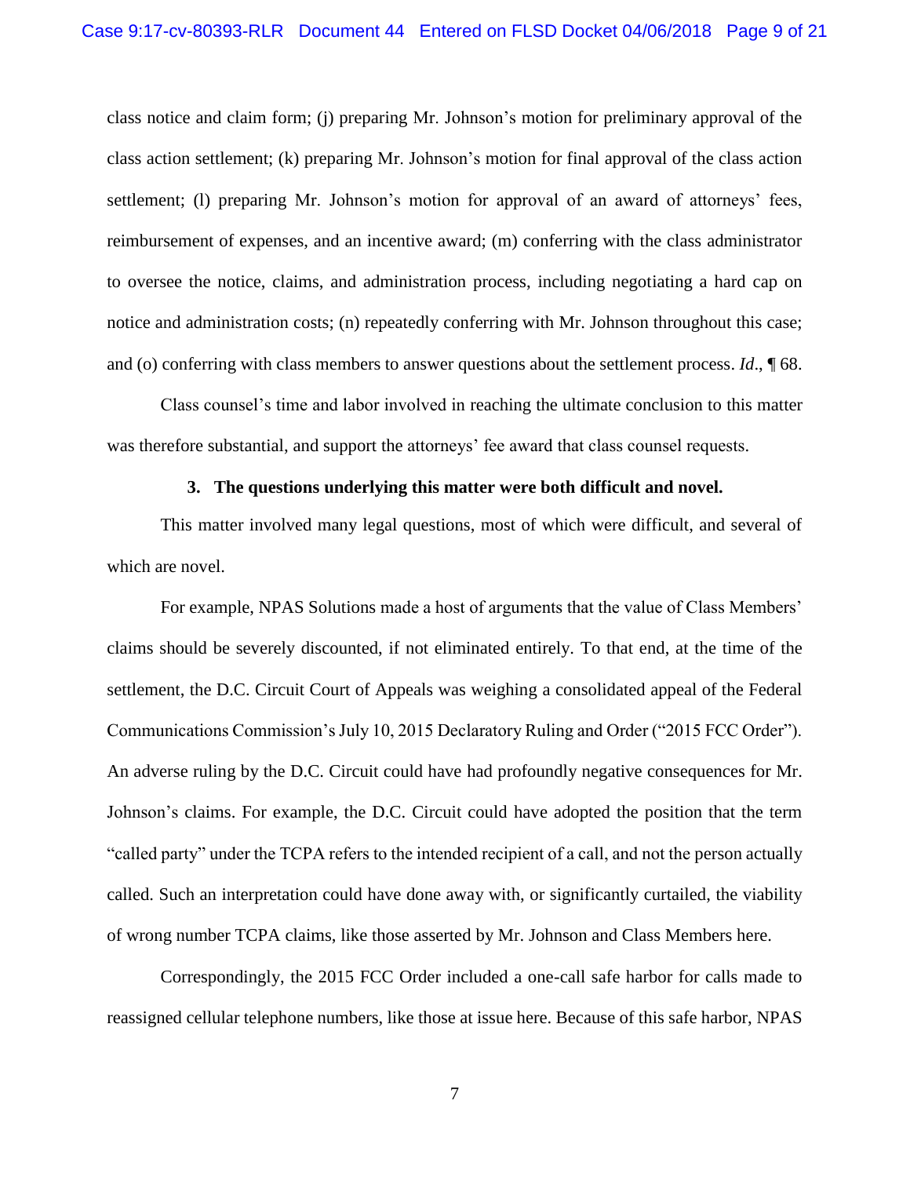class notice and claim form; (j) preparing Mr. Johnson's motion for preliminary approval of the class action settlement; (k) preparing Mr. Johnson's motion for final approval of the class action settlement; (l) preparing Mr. Johnson's motion for approval of an award of attorneys' fees, reimbursement of expenses, and an incentive award; (m) conferring with the class administrator to oversee the notice, claims, and administration process, including negotiating a hard cap on notice and administration costs; (n) repeatedly conferring with Mr. Johnson throughout this case; and (o) conferring with class members to answer questions about the settlement process. *Id*., ¶ 68.

Class counsel's time and labor involved in reaching the ultimate conclusion to this matter was therefore substantial, and support the attorneys' fee award that class counsel requests.

**3. The questions underlying this matter were both difficult and novel.**

This matter involved many legal questions, most of which were difficult, and several of which are novel.

For example, NPAS Solutions made a host of arguments that the value of Class Members' claims should be severely discounted, if not eliminated entirely. To that end, at the time of the settlement, the D.C. Circuit Court of Appeals was weighing a consolidated appeal of the Federal Communications Commission's July 10, 2015 Declaratory Ruling and Order ("2015 FCC Order"). An adverse ruling by the D.C. Circuit could have had profoundly negative consequences for Mr. Johnson's claims. For example, the D.C. Circuit could have adopted the position that the term "called party" under the TCPA refers to the intended recipient of a call, and not the person actually called. Such an interpretation could have done away with, or significantly curtailed, the viability of wrong number TCPA claims, like those asserted by Mr. Johnson and Class Members here.

Correspondingly, the 2015 FCC Order included a one-call safe harbor for calls made to reassigned cellular telephone numbers, like those at issue here. Because of this safe harbor, NPAS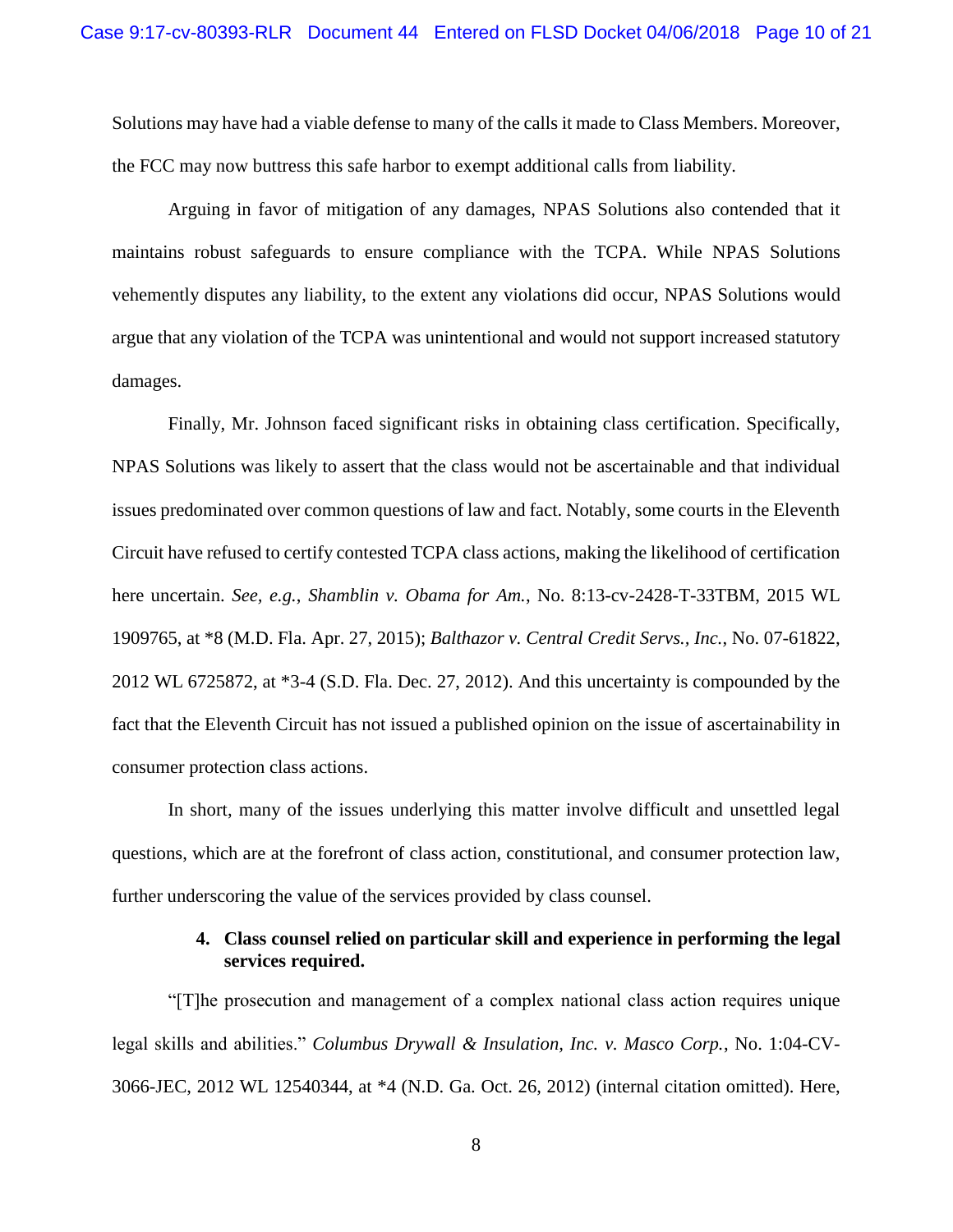Solutions may have had a viable defense to many of the calls it made to Class Members. Moreover, the FCC may now buttress this safe harbor to exempt additional calls from liability.

Arguing in favor of mitigation of any damages, NPAS Solutions also contended that it maintains robust safeguards to ensure compliance with the TCPA. While NPAS Solutions vehemently disputes any liability, to the extent any violations did occur, NPAS Solutions would argue that any violation of the TCPA was unintentional and would not support increased statutory damages.

Finally, Mr. Johnson faced significant risks in obtaining class certification. Specifically, NPAS Solutions was likely to assert that the class would not be ascertainable and that individual issues predominated over common questions of law and fact. Notably, some courts in the Eleventh Circuit have refused to certify contested TCPA class actions, making the likelihood of certification here uncertain. *See, e.g.*, *Shamblin v. Obama for Am.*, No. 8:13-cv-2428-T-33TBM, 2015 WL 1909765, at *8 (M.D. Fla. Apr. 27, 2015); *Balthazor v. Central Credit Servs., Inc.*, No. 07-61822, 2012 WL 6725872, at *3-4 (S.D. Fla. Dec. 27, 2012). And this uncertainty is compounded by the fact that the Eleventh Circuit has not issued a published opinion on the issue of ascertainability in consumer protection class actions.

In short, many of the issues underlying this matter involve difficult and unsettled legal questions, which are at the forefront of class action, constitutional, and consumer protection law, further underscoring the value of the services provided by class counsel.

#### 4. Class counsel relied on particular skill and experience in performing the legal services required.

"[T]he prosecution and management of a complex national class action requires unique legal skills and abilities." *Columbus Drywall & Insulation, Inc. v. Masco Corp.*, No. 1:04-CV-3066-JEC, 2012 WL 12540344, at *4 (N.D. Ga. Oct. 26, 2012) (internal citation omitted). Here,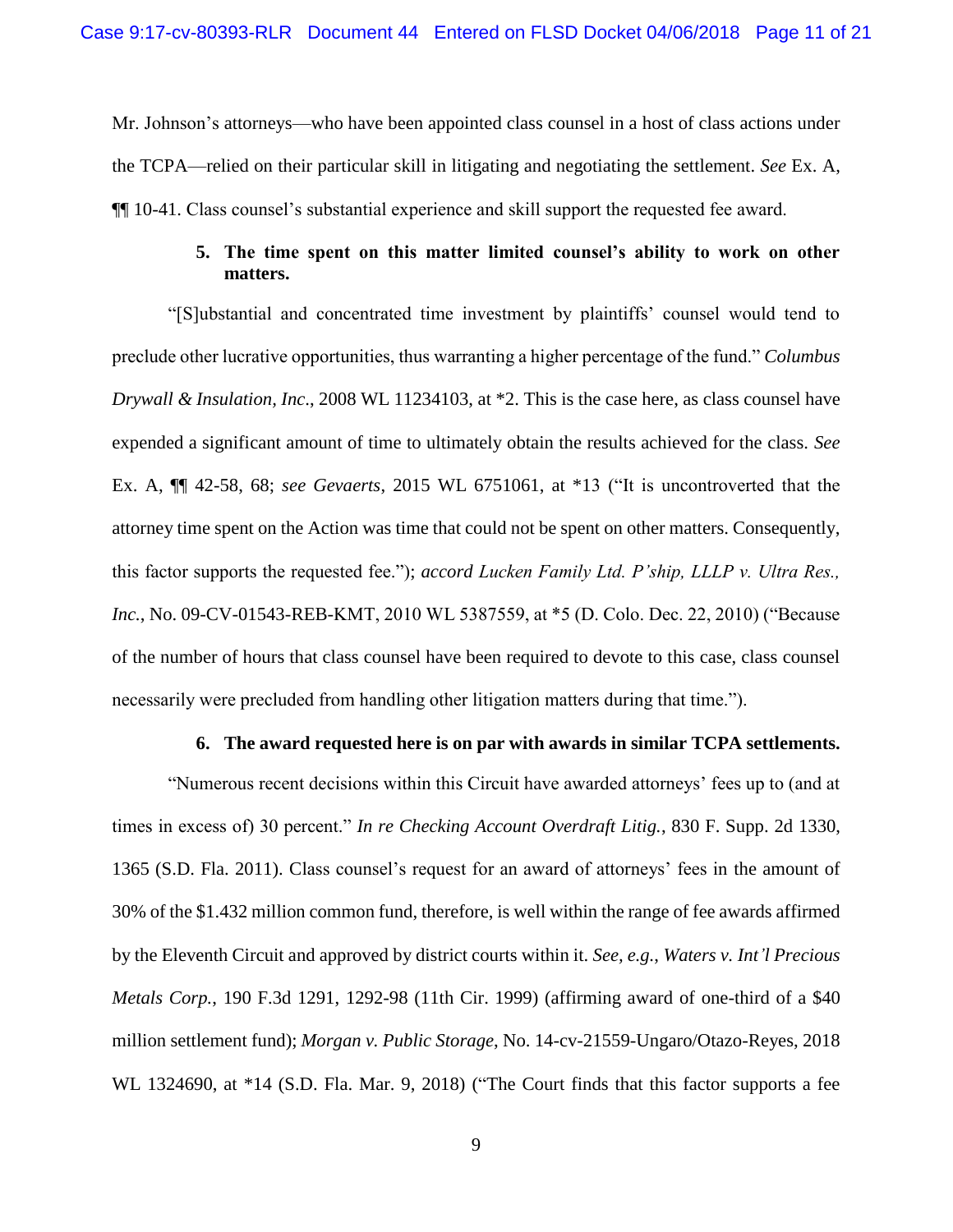Mr. Johnson's attorneys—who have been appointed class counsel in a host of class actions under the TCPA—relied on their particular skill in litigating and negotiating the settlement. *See* Ex. A, ¶¶ 10-41. Class counsel's substantial experience and skill support the requested fee award.

**5. The time spent on this matter limited counsel's ability to work on other matters.**

"[S]ubstantial and concentrated time investment by plaintiffs' counsel would tend to preclude other lucrative opportunities, thus warranting a higher percentage of the fund." *Columbus Drywall & Insulation, Inc*., 2008 WL 11234103, at *2. This is the case here, as class counsel have expended a significant amount of time to ultimately obtain the results achieved for the class. *See* Ex. A, ¶¶ 42-58, 68; *see Gevaerts*, 2015 WL 6751061, at *13 ("It is uncontroverted that the attorney time spent on the Action was time that could not be spent on other matters. Consequently, this factor supports the requested fee."); *accord Lucken Family Ltd. P'ship, LLLP v. Ultra Res., Inc.*, No. 09-CV-01543-REB-KMT, 2010 WL 5387559, at *5 (D. Colo. Dec. 22, 2010) ("Because of the number of hours that class counsel have been required to devote to this case, class counsel necessarily were precluded from handling other litigation matters during that time.").

**6. The award requested here is on par with awards in similar TCPA settlements.**

"Numerous recent decisions within this Circuit have awarded attorneys' fees up to (and at times in excess of) 30 percent." *In re Checking Account Overdraft Litig.*, 830 F. Supp. 2d 1330, 1365 (S.D. Fla. 2011). Class counsel's request for an award of attorneys' fees in the amount of 30% of the $1.432 million common fund, therefore, is well within the range of fee awards affirmed by the Eleventh Circuit and approved by district courts within it. *See, e.g.*, *Waters v. Int'l Precious Metals Corp.*, 190 F.3d 1291, 1292-98 (11th Cir. 1999) (affirming award of one-third of a $40 million settlement fund); *Morgan v. Public Storage*, No. 14-cv-21559-Ungaro/Otazo-Reyes, 2018 WL 1324690, at *14 (S.D. Fla. Mar. 9, 2018) ("The Court finds that this factor supports a fee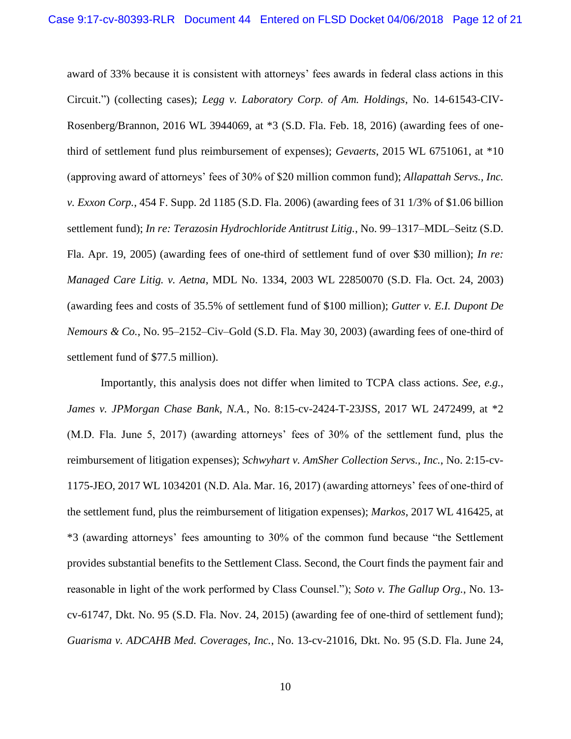award of 33% because it is consistent with attorneys' fees awards in federal class actions in this Circuit.") (collecting cases); *Legg v. Laboratory Corp. of Am. Holdings*, No. 14-61543-CIV-Rosenberg/Brannon, 2016 WL 3944069, at *3 (S.D. Fla. Feb. 18, 2016) (awarding fees of one-third of settlement fund plus reimbursement of expenses); *Gevaerts*, 2015 WL 6751061, at *10 (approving award of attorneys' fees of 30% of $20 million common fund); *Allapattah Servs., Inc. v. Exxon Corp.*, 454 F. Supp. 2d 1185 (S.D. Fla. 2006) (awarding fees of 31 1/3% of $1.06 billion settlement fund); *In re: Terazosin Hydrochloride Antitrust Litig.*, No. 99–1317–MDL–Seitz (S.D. Fla. Apr. 19, 2005) (awarding fees of one-third of settlement fund of over $30 million); *In re: Managed Care Litig. v. Aetna*, MDL No. 1334, 2003 WL 22850070 (S.D. Fla. Oct. 24, 2003) (awarding fees and costs of 35.5% of settlement fund of $100 million); *Gutter v. E.I. Dupont De Nemours & Co.*, No. 95–2152–Civ–Gold (S.D. Fla. May 30, 2003) (awarding fees of one-third of settlement fund of $77.5 million).

Importantly, this analysis does not differ when limited to TCPA class actions. *See, e.g.*, *James v. JPMorgan Chase Bank, N.A.*, No. 8:15-cv-2424-T-23JSS, 2017 WL 2472499, at *2 (M.D. Fla. June 5, 2017) (awarding attorneys' fees of 30% of the settlement fund, plus the reimbursement of litigation expenses); *Schwyhart v. AmSher Collection Servs., Inc.*, No. 2:15-cv-1175-JEO, 2017 WL 1034201 (N.D. Ala. Mar. 16, 2017) (awarding attorneys' fees of one-third of the settlement fund, plus the reimbursement of litigation expenses); *Markos*, 2017 WL 416425, at *3 (awarding attorneys' fees amounting to 30% of the common fund because "the Settlement provides substantial benefits to the Settlement Class. Second, the Court finds the payment fair and reasonable in light of the work performed by Class Counsel."); *Soto v. The Gallup Org.*, No. 13-cv-61747, Dkt. No. 95 (S.D. Fla. Nov. 24, 2015) (awarding fee of one-third of settlement fund); *Guarisma v. ADCAHB Med. Coverages, Inc.*, No. 13-cv-21016, Dkt. No. 95 (S.D. Fla. June 24,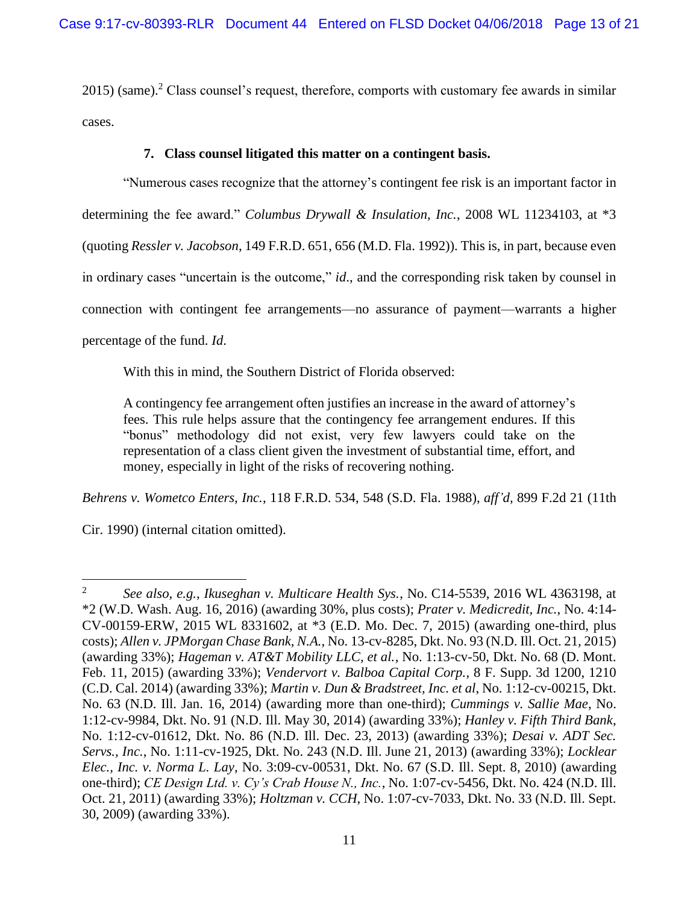2015) (same).[2] Class counsel's request, therefore, comports with customary fee awards in similar cases.

**7. Class counsel litigated this matter on a contingent basis.**

"Numerous cases recognize that the attorney's contingent fee risk is an important factor in determining the fee award." *Columbus Drywall & Insulation, Inc.*, 2008 WL 11234103, at *3 (quoting *Ressler v. Jacobson*, 149 F.R.D. 651, 656 (M.D. Fla. 1992)). This is, in part, because even in ordinary cases "uncertain is the outcome," *id.*, and the corresponding risk taken by counsel in connection with contingent fee arrangements—no assurance of payment—warrants a higher percentage of the fund. *Id.*

With this in mind, the Southern District of Florida observed:

> A contingency fee arrangement often justifies an increase in the award of attorney's fees. This rule helps assure that the contingency fee arrangement endures. If this "bonus" methodology did not exist, very few lawyers could take on the representation of a class client given the investment of substantial time, effort, and money, especially in light of the risks of recovering nothing.

*Behrens v. Wometco Enters, Inc.*, 118 F.R.D. 534, 548 (S.D. Fla. 1988), *aff'd*, 899 F.2d 21 (11th Cir. 1990) (internal citation omitted).

---

[2] *See also*, *e.g.*, *Ikuseghan v. Multicare Health Sys.*, No. C14-5539, 2016 WL 4363198, at *2 (W.D. Wash. Aug. 16, 2016) (awarding 30%, plus costs); *Prater v. Medicredit, Inc.*, No. 4:14-CV-00159-ERW, 2015 WL 8331602, at *3 (E.D. Mo. Dec. 7, 2015) (awarding one-third, plus costs); *Allen v. JPMorgan Chase Bank, N.A.*, No. 13-cv-8285, Dkt. No. 93 (N.D. Ill. Oct. 21, 2015) (awarding 33%); *Hageman v. AT&T Mobility LLC, et al.*, No. 1:13-cv-50, Dkt. No. 68 (D. Mont. Feb. 11, 2015) (awarding 33%); *Vendervort v. Balboa Capital Corp.*, 8 F. Supp. 3d 1200, 1210 (C.D. Cal. 2014) (awarding 33%); *Martin v. Dun & Bradstreet, Inc. et al*, No. 1:12-cv-00215, Dkt. No. 63 (N.D. Ill. Jan. 16, 2014) (awarding more than one-third); *Cummings v. Sallie Mae*, No. 1:12-cv-9984, Dkt. No. 91 (N.D. Ill. May 30, 2014) (awarding 33%); *Hanley v. Fifth Third Bank*, No. 1:12-cv-01612, Dkt. No. 86 (N.D. Ill. Dec. 23, 2013) (awarding 33%); *Desai v. ADT Sec. Servs., Inc.*, No. 1:11-cv-1925, Dkt. No. 243 (N.D. Ill. June 21, 2013) (awarding 33%); *Locklear Elec., Inc. v. Norma L. Lay*, No. 3:09-cv-00531, Dkt. No. 67 (S.D. Ill. Sept. 8, 2010) (awarding one-third); *CE Design Ltd. v. Cy's Crab House N., Inc.*, No. 1:07-cv-5456, Dkt. No. 424 (N.D. Ill. Oct. 21, 2011) (awarding 33%); *Holtzman v. CCH*, No. 1:07-cv-7033, Dkt. No. 33 (N.D. Ill. Sept. 30, 2009) (awarding 33%).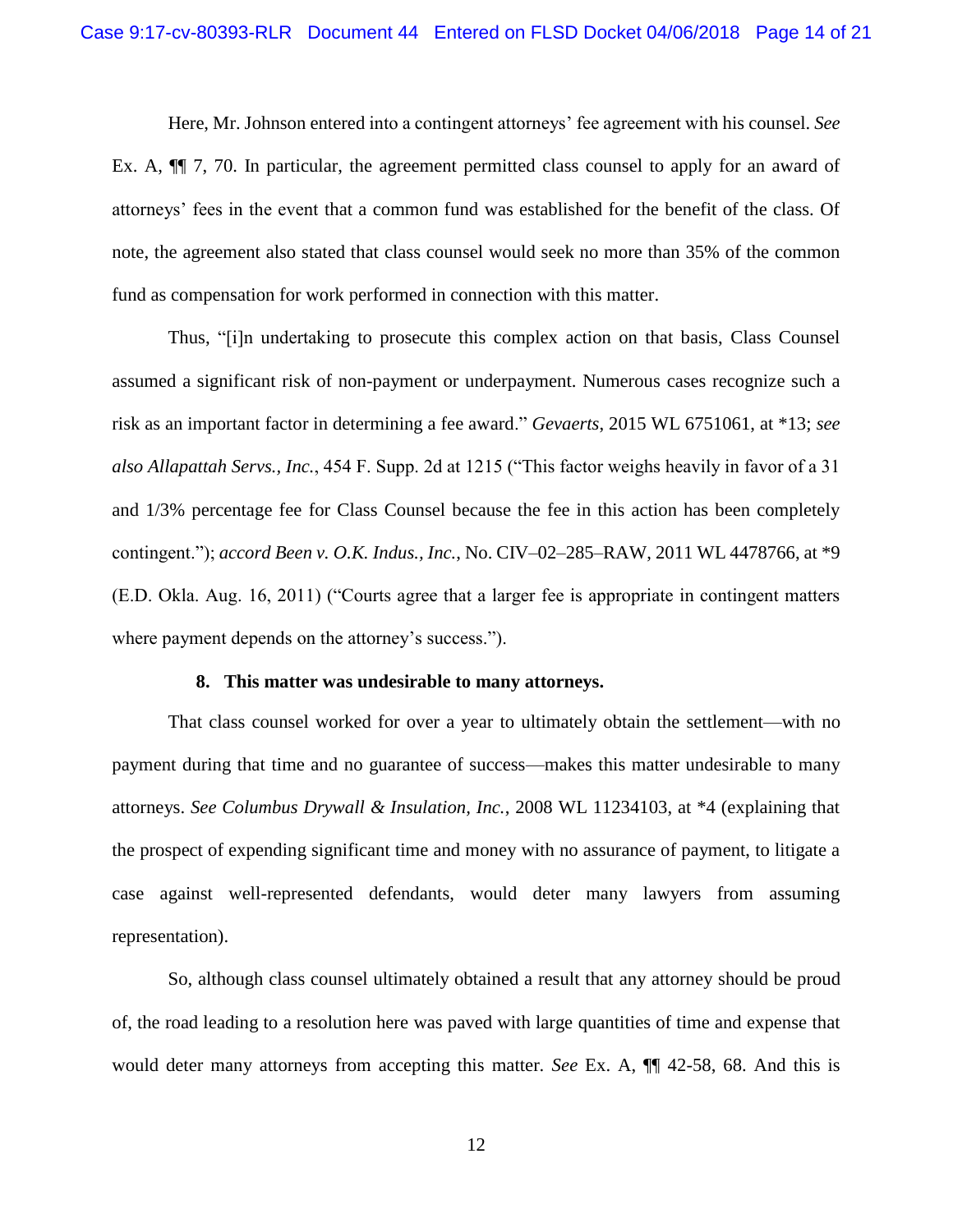Here, Mr. Johnson entered into a contingent attorneys' fee agreement with his counsel. *See* Ex. A, ¶¶ 7, 70. In particular, the agreement permitted class counsel to apply for an award of attorneys' fees in the event that a common fund was established for the benefit of the class. Of note, the agreement also stated that class counsel would seek no more than 35% of the common fund as compensation for work performed in connection with this matter.

Thus, "[i]n undertaking to prosecute this complex action on that basis, Class Counsel assumed a significant risk of non-payment or underpayment. Numerous cases recognize such a risk as an important factor in determining a fee award." *Gevaerts*, 2015 WL 6751061, at *13; *see also Allapattah Servs., Inc.*, 454 F. Supp. 2d at 1215 ("This factor weighs heavily in favor of a 31 and 1/3% percentage fee for Class Counsel because the fee in this action has been completely contingent."); *accord Been v. O.K. Indus., Inc.*, No. CIV–02–285–RAW, 2011 WL 4478766, at *9 (E.D. Okla. Aug. 16, 2011) ("Courts agree that a larger fee is appropriate in contingent matters where payment depends on the attorney's success.").

### 8. This matter was undesirable to many attorneys.

That class counsel worked for over a year to ultimately obtain the settlement—with no payment during that time and no guarantee of success—makes this matter undesirable to many attorneys. *See Columbus Drywall & Insulation, Inc.*, 2008 WL 11234103, at *4 (explaining that the prospect of expending significant time and money with no assurance of payment, to litigate a case against well-represented defendants, would deter many lawyers from assuming representation).

So, although class counsel ultimately obtained a result that any attorney should be proud of, the road leading to a resolution here was paved with large quantities of time and expense that would deter many attorneys from accepting this matter. *See* Ex. A, ¶¶ 42-58, 68. And this is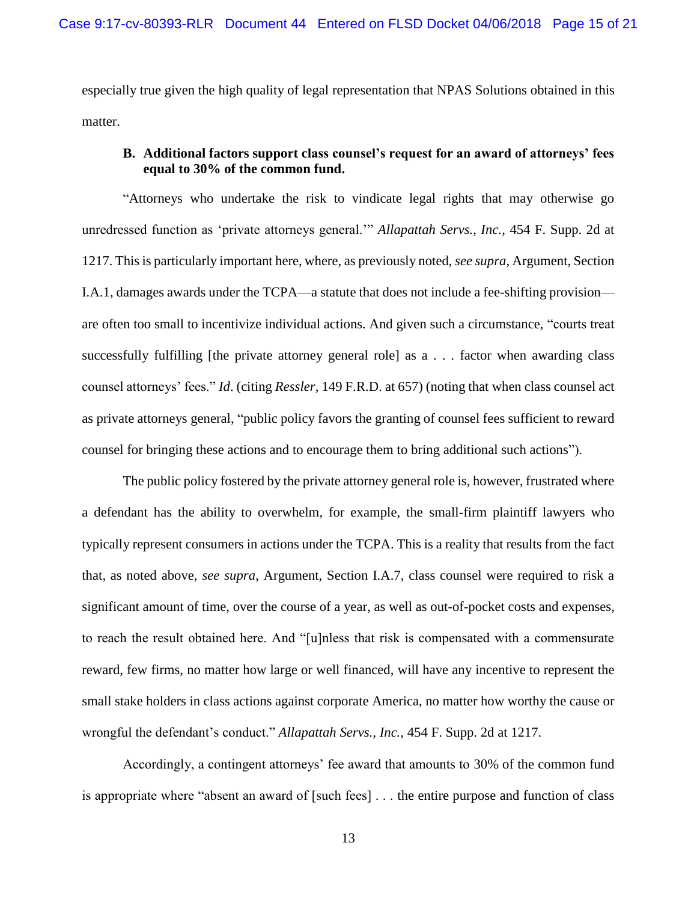especially true given the high quality of legal representation that NPAS Solutions obtained in this matter.

### B. Additional factors support class counsel's request for an award of attorneys' fees equal to 30% of the common fund.

"Attorneys who undertake the risk to vindicate legal rights that may otherwise go unredressed function as 'private attorneys general.'" *Allapattah Servs., Inc.*, 454 F. Supp. 2d at 1217. This is particularly important here, where, as previously noted, *see supra*, Argument, Section I.A.1, damages awards under the TCPA—a statute that does not include a fee-shifting provision—are often too small to incentivize individual actions. And given such a circumstance, "courts treat successfully fulfilling [the private attorney general role] as a . . . factor when awarding class counsel attorneys' fees." *Id*. (citing *Ressler*, 149 F.R.D. at 657) (noting that when class counsel act as private attorneys general, "public policy favors the granting of counsel fees sufficient to reward counsel for bringing these actions and to encourage them to bring additional such actions").

The public policy fostered by the private attorney general role is, however, frustrated where a defendant has the ability to overwhelm, for example, the small-firm plaintiff lawyers who typically represent consumers in actions under the TCPA. This is a reality that results from the fact that, as noted above, *see supra*, Argument, Section I.A.7, class counsel were required to risk a significant amount of time, over the course of a year, as well as out-of-pocket costs and expenses, to reach the result obtained here. And "[u]nless that risk is compensated with a commensurate reward, few firms, no matter how large or well financed, will have any incentive to represent the small stake holders in class actions against corporate America, no matter how worthy the cause or wrongful the defendant's conduct." *Allapattah Servs., Inc.*, 454 F. Supp. 2d at 1217.

Accordingly, a contingent attorneys' fee award that amounts to 30% of the common fund is appropriate where "absent an award of [such fees] . . . the entire purpose and function of class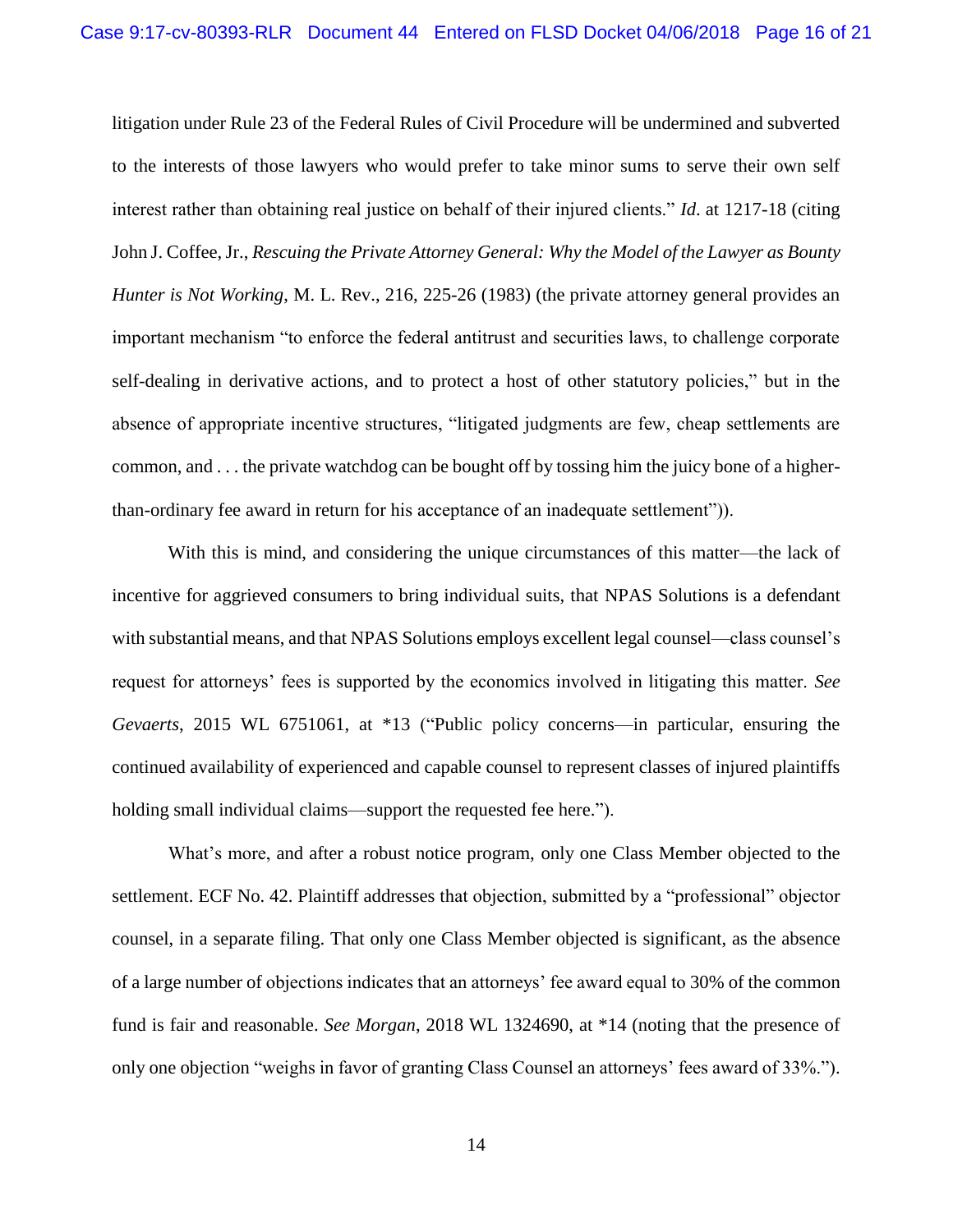litigation under Rule 23 of the Federal Rules of Civil Procedure will be undermined and subverted to the interests of those lawyers who would prefer to take minor sums to serve their own self interest rather than obtaining real justice on behalf of their injured clients." *Id*. at 1217-18 (citing John J. Coffee, Jr., *Rescuing the Private Attorney General: Why the Model of the Lawyer as Bounty Hunter is Not Working*, M. L. Rev., 216, 225-26 (1983) (the private attorney general provides an important mechanism "to enforce the federal antitrust and securities laws, to challenge corporate self-dealing in derivative actions, and to protect a host of other statutory policies," but in the absence of appropriate incentive structures, "litigated judgments are few, cheap settlements are common, and . . . the private watchdog can be bought off by tossing him the juicy bone of a higher-than-ordinary fee award in return for his acceptance of an inadequate settlement")).

With this is mind, and considering the unique circumstances of this matter—the lack of incentive for aggrieved consumers to bring individual suits, that NPAS Solutions is a defendant with substantial means, and that NPAS Solutions employs excellent legal counsel—class counsel's request for attorneys' fees is supported by the economics involved in litigating this matter. *See Gevaerts*, 2015 WL 6751061, at *13 ("Public policy concerns—in particular, ensuring the continued availability of experienced and capable counsel to represent classes of injured plaintiffs holding small individual claims—support the requested fee here.").

What's more, and after a robust notice program, only one Class Member objected to the settlement. ECF No. 42. Plaintiff addresses that objection, submitted by a "professional" objector counsel, in a separate filing. That only one Class Member objected is significant, as the absence of a large number of objections indicates that an attorneys' fee award equal to 30% of the common fund is fair and reasonable. *See Morgan*, 2018 WL 1324690, at *14 (noting that the presence of only one objection "weighs in favor of granting Class Counsel an attorneys' fees award of 33%.").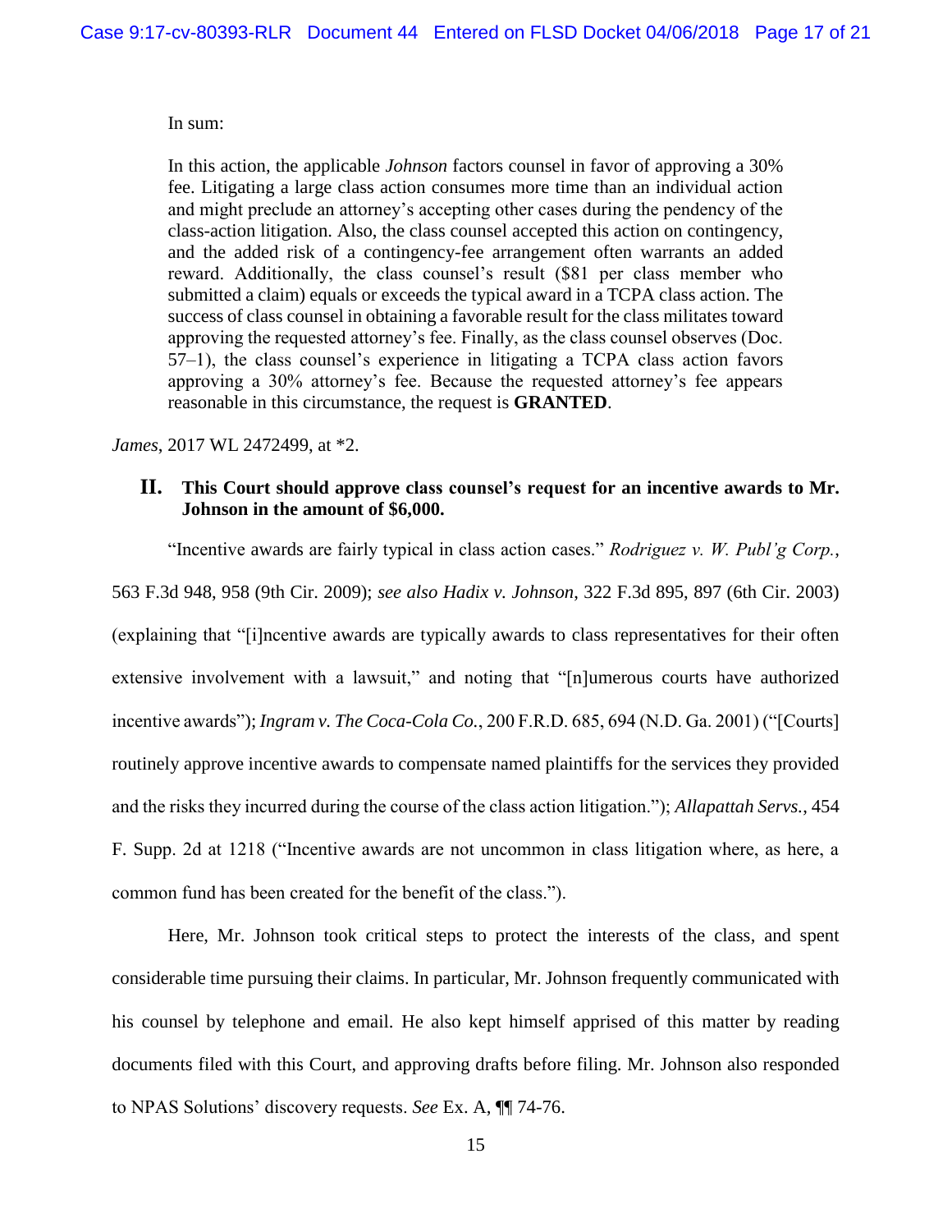In sum:

> In this action, the applicable *Johnson* factors counsel in favor of approving a 30% fee. Litigating a large class action consumes more time than an individual action and might preclude an attorney's accepting other cases during the pendency of the class-action litigation. Also, the class counsel accepted this action on contingency, and the added risk of a contingency-fee arrangement often warrants an added reward. Additionally, the class counsel's result ($81 per class member who submitted a claim) equals or exceeds the typical award in a TCPA class action. The success of class counsel in obtaining a favorable result for the class militates toward approving the requested attorney's fee. Finally, as the class counsel observes (Doc. 57–1), the class counsel's experience in litigating a TCPA class action favors approving a 30% attorney's fee. Because the requested attorney's fee appears reasonable in this circumstance, the request is **GRANTED**.

*James*, 2017 WL 2472499, at *2.

## II. This Court should approve class counsel's request for an incentive awards to Mr. Johnson in the amount of $6,000.

"Incentive awards are fairly typical in class action cases." *Rodriguez v. W. Publ'g Corp.*, 563 F.3d 948, 958 (9th Cir. 2009); *see also Hadix v. Johnson*, 322 F.3d 895, 897 (6th Cir. 2003) (explaining that "[i]ncentive awards are typically awards to class representatives for their often extensive involvement with a lawsuit," and noting that "[n]umerous courts have authorized incentive awards"); *Ingram v. The Coca-Cola Co.*, 200 F.R.D. 685, 694 (N.D. Ga. 2001) ("[Courts] routinely approve incentive awards to compensate named plaintiffs for the services they provided and the risks they incurred during the course of the class action litigation."); *Allapattah Servs.*, 454 F. Supp. 2d at 1218 ("Incentive awards are not uncommon in class litigation where, as here, a common fund has been created for the benefit of the class.").

Here, Mr. Johnson took critical steps to protect the interests of the class, and spent considerable time pursuing their claims. In particular, Mr. Johnson frequently communicated with his counsel by telephone and email. He also kept himself apprised of this matter by reading documents filed with this Court, and approving drafts before filing. Mr. Johnson also responded to NPAS Solutions' discovery requests. *See* Ex. A, ¶¶ 74-76.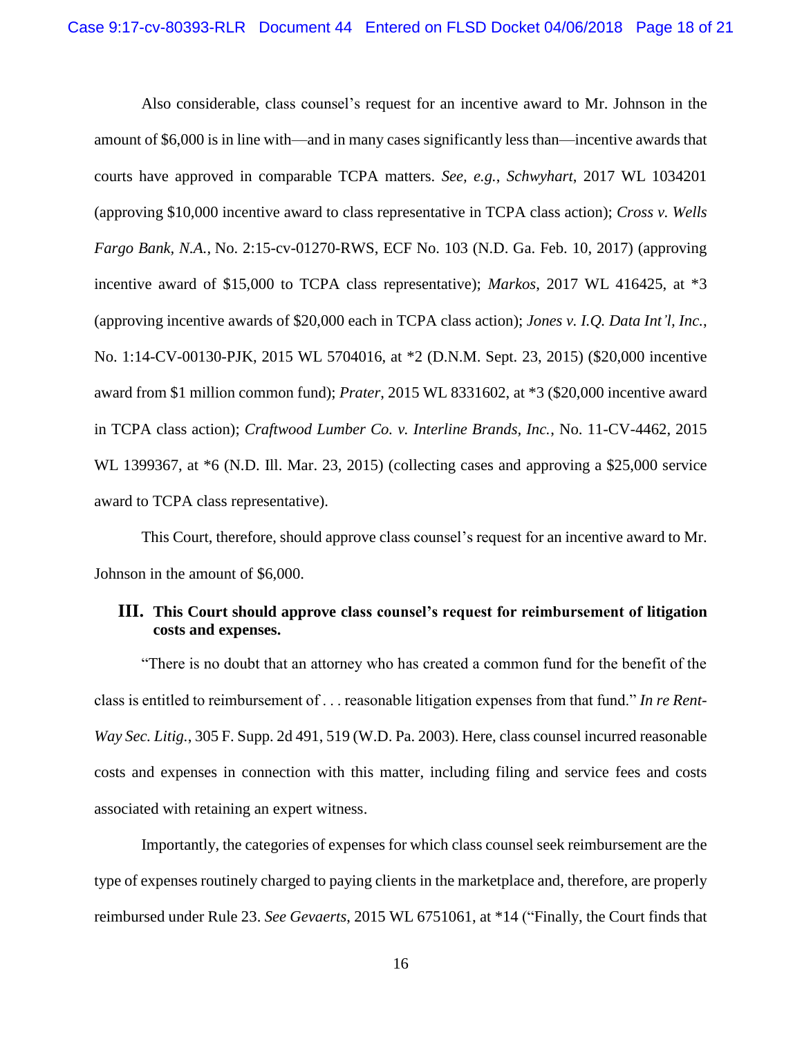Also considerable, class counsel's request for an incentive award to Mr. Johnson in the amount of $6,000 is in line with—and in many cases significantly less than—incentive awards that courts have approved in comparable TCPA matters. *See, e.g.*, *Schwyhart*, 2017 WL 1034201 (approving $10,000 incentive award to class representative in TCPA class action); *Cross v. Wells Fargo Bank, N.A.*, No. 2:15-cv-01270-RWS, ECF No. 103 (N.D. Ga. Feb. 10, 2017) (approving incentive award of $15,000 to TCPA class representative); *Markos*, 2017 WL 416425, at *3 (approving incentive awards of $20,000 each in TCPA class action); *Jones v. I.Q. Data Int'l, Inc.*, No. 1:14-CV-00130-PJK, 2015 WL 5704016, at *2 (D.N.M. Sept. 23, 2015) ($20,000 incentive award from $1 million common fund); *Prater*, 2015 WL 8331602, at *3 ($20,000 incentive award in TCPA class action); *Craftwood Lumber Co. v. Interline Brands, Inc.*, No. 11-CV-4462, 2015 WL 1399367, at *6 (N.D. Ill. Mar. 23, 2015) (collecting cases and approving a $25,000 service award to TCPA class representative).

This Court, therefore, should approve class counsel's request for an incentive award to Mr. Johnson in the amount of $6,000.

### III. This Court should approve class counsel's request for reimbursement of litigation costs and expenses.

"There is no doubt that an attorney who has created a common fund for the benefit of the class is entitled to reimbursement of . . . reasonable litigation expenses from that fund." *In re Rent-Way Sec. Litig.*, 305 F. Supp. 2d 491, 519 (W.D. Pa. 2003). Here, class counsel incurred reasonable costs and expenses in connection with this matter, including filing and service fees and costs associated with retaining an expert witness.

Importantly, the categories of expenses for which class counsel seek reimbursement are the type of expenses routinely charged to paying clients in the marketplace and, therefore, are properly reimbursed under Rule 23. *See Gevaerts*, 2015 WL 6751061, at *14 ("Finally, the Court finds that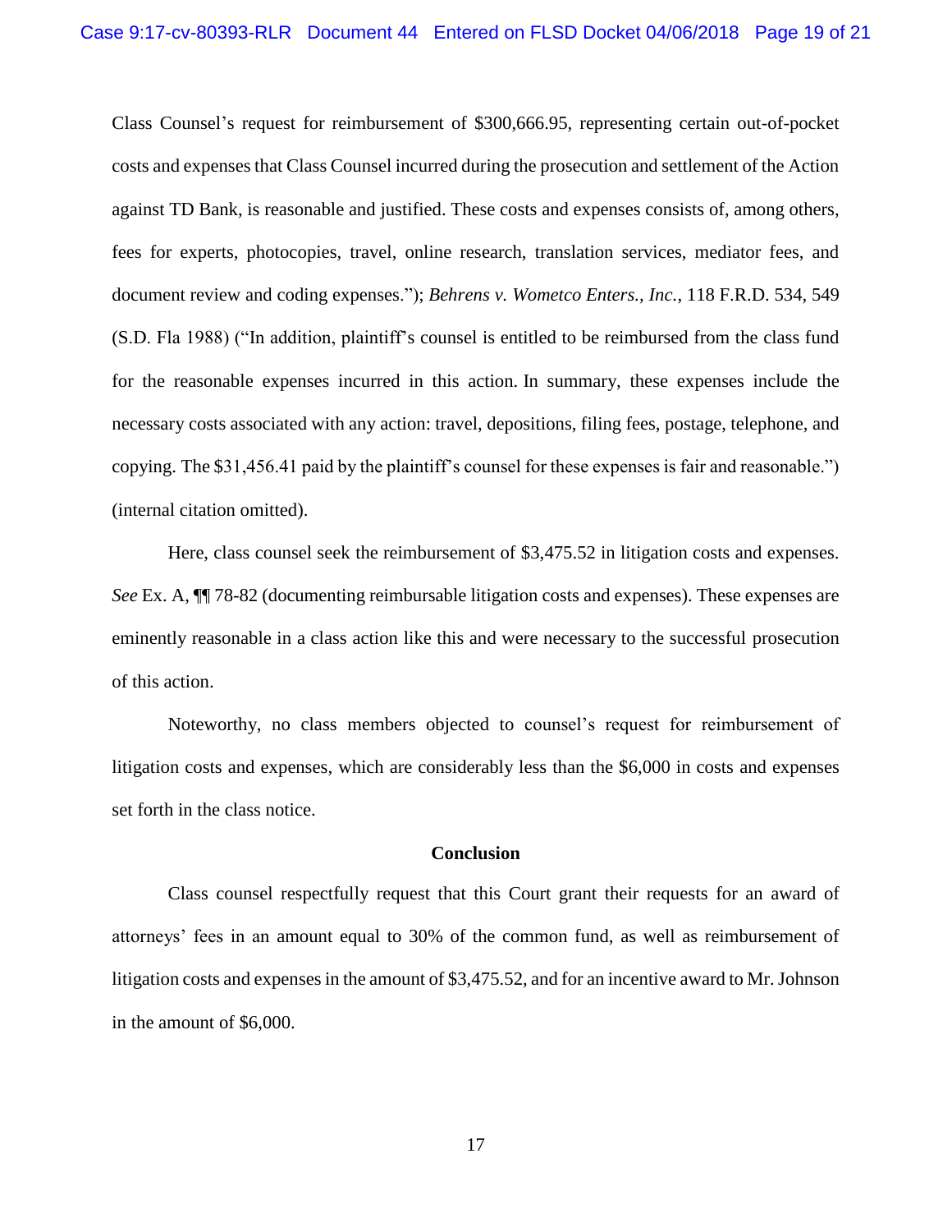Class Counsel's request for reimbursement of $300,666.95, representing certain out-of-pocket costs and expenses that Class Counsel incurred during the prosecution and settlement of the Action against TD Bank, is reasonable and justified. These costs and expenses consists of, among others, fees for experts, photocopies, travel, online research, translation services, mediator fees, and document review and coding expenses."); *Behrens v. Wometco Enters., Inc.*, 118 F.R.D. 534, 549 (S.D. Fla 1988) ("In addition, plaintiff's counsel is entitled to be reimbursed from the class fund for the reasonable expenses incurred in this action. In summary, these expenses include the necessary costs associated with any action: travel, depositions, filing fees, postage, telephone, and copying. The $31,456.41 paid by the plaintiff's counsel for these expenses is fair and reasonable.") (internal citation omitted).

Here, class counsel seek the reimbursement of $3,475.52 in litigation costs and expenses. *See* Ex. A, ¶¶ 78-82 (documenting reimbursable litigation costs and expenses). These expenses are eminently reasonable in a class action like this and were necessary to the successful prosecution of this action.

Noteworthy, no class members objected to counsel's request for reimbursement of litigation costs and expenses, which are considerably less than the $6,000 in costs and expenses set forth in the class notice.

**Conclusion**

Class counsel respectfully request that this Court grant their requests for an award of attorneys' fees in an amount equal to 30% of the common fund, as well as reimbursement of litigation costs and expenses in the amount of $3,475.52, and for an incentive award to Mr. Johnson in the amount of $6,000.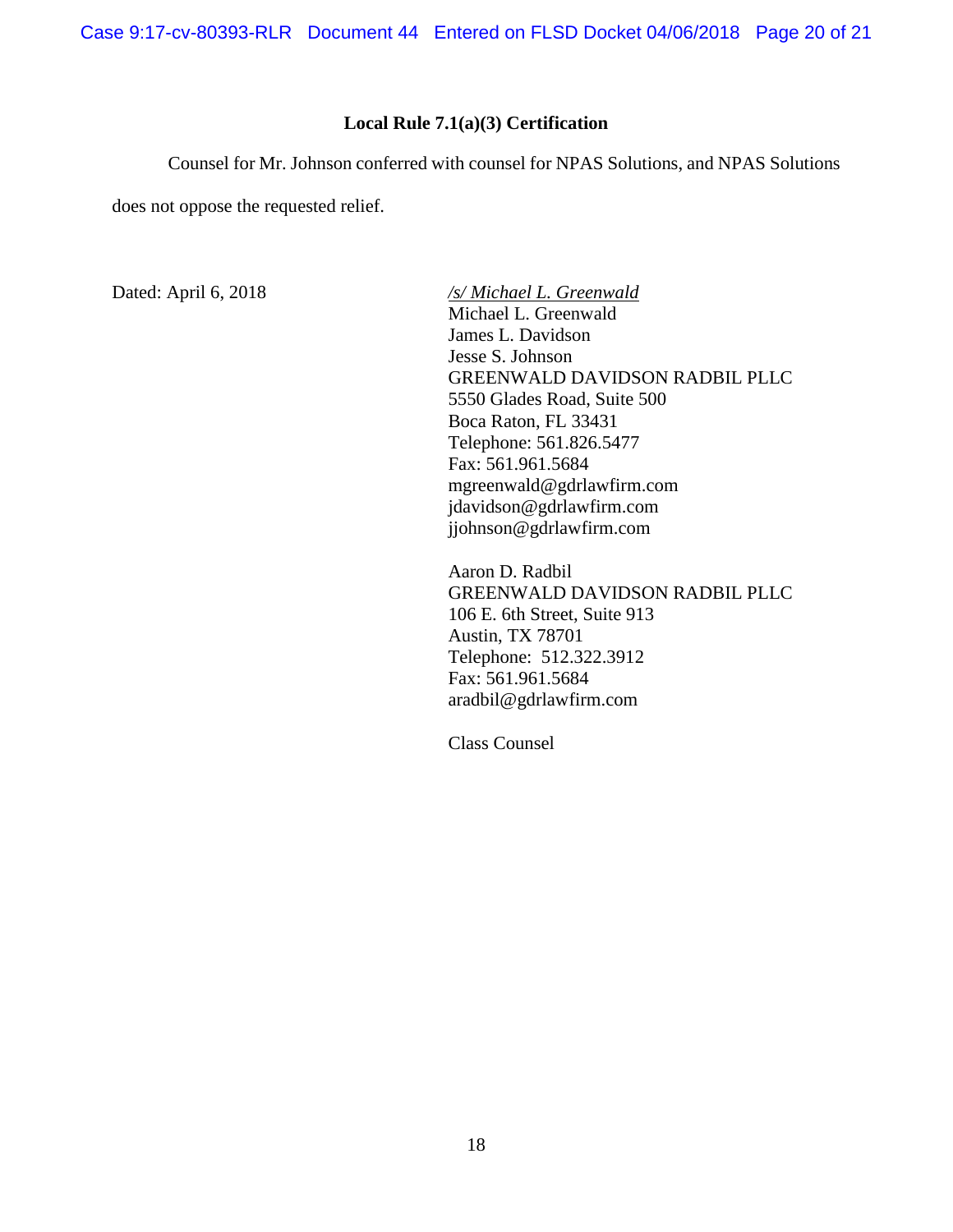### Local Rule 7.1(a)(3) Certification

Counsel for Mr. Johnson conferred with counsel for NPAS Solutions, and NPAS Solutions does not oppose the requested relief.

Dated: April 6, 2018

*/s/ Michael L. Greenwald*
Michael L. Greenwald
James L. Davidson
Jesse S. Johnson
GREENWALD DAVIDSON RADBIL PLLC
5550 Glades Road, Suite 500
Boca Raton, FL 33431
Telephone: 561.826.5477
Fax: 561.961.5684
mgreenwald@gdrlawfirm.com
jdavidson@gdrlawfirm.com
jjohnson@gdrlawfirm.com

Aaron D. Radbil
GREENWALD DAVIDSON RADBIL PLLC
106 E. 6th Street, Suite 913
Austin, TX 78701
Telephone: 512.322.3912
Fax: 561.961.5684
aradbil@gdrlawfirm.com

Class Counsel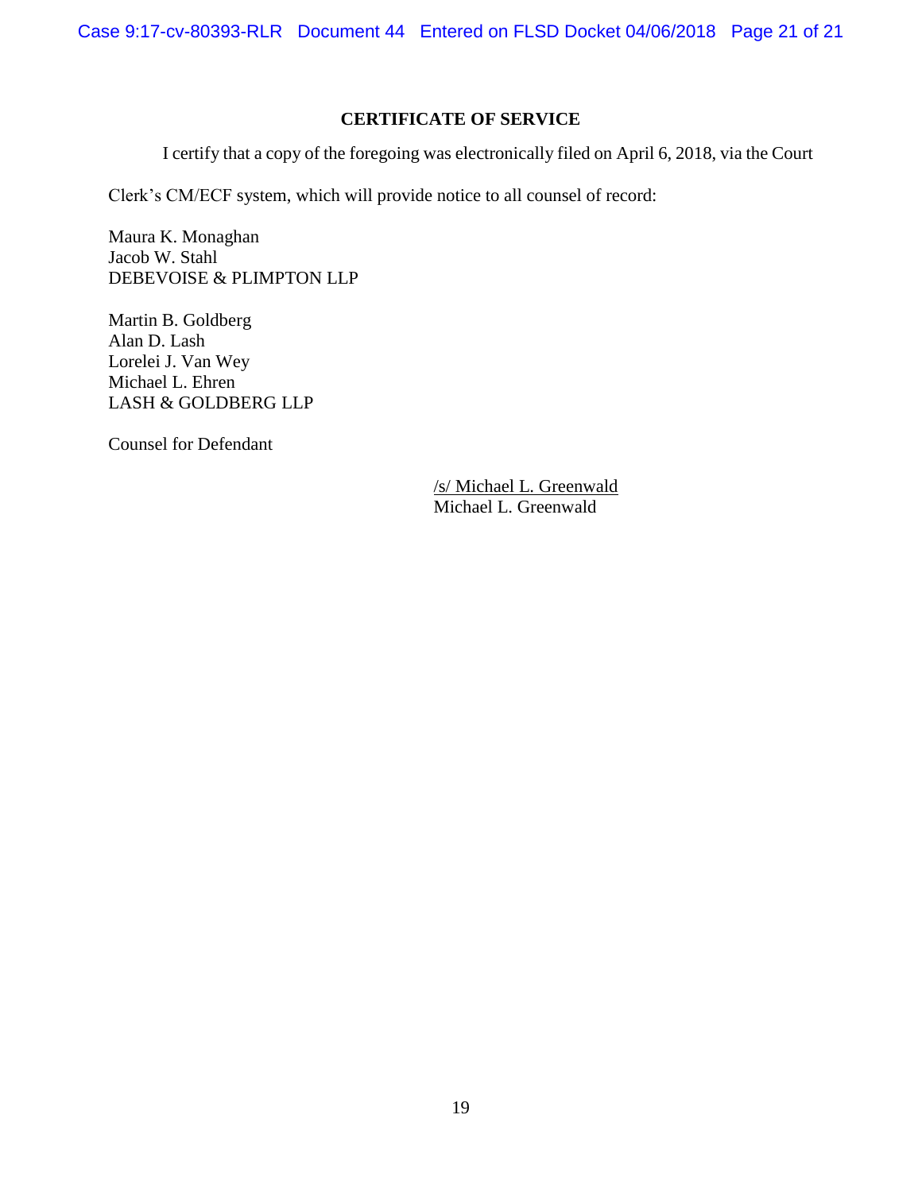## CERTIFICATE OF SERVICE

I certify that a copy of the foregoing was electronically filed on April 6, 2018, via the Court Clerk's CM/ECF system, which will provide notice to all counsel of record:

Maura K. Monaghan
Jacob W. Stahl
DEBEVOISE & PLIMPTON LLP

Martin B. Goldberg
Alan D. Lash
Lorelei J. Van Wey
Michael L. Ehren
LASH & GOLDBERG LLP

Counsel for Defendant

/s/ Michael L. Greenwald
Michael L. Greenwald